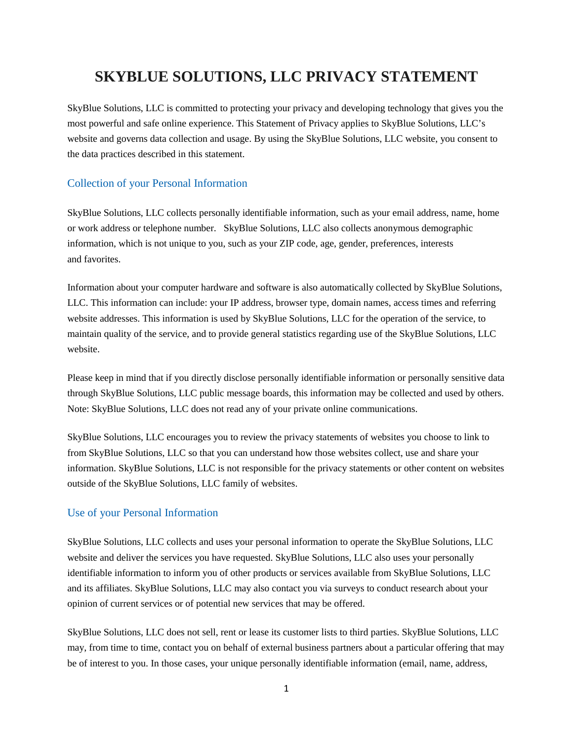# SKYBLUE SOLUTIONS, LLC PRIVACY STATEMENT

SkyBlue Solutions, LLC is committed to protecting your privacy and developing technology that gives you the most powerful and safe online experience. This Statement of Privacy applies to SkyBlue Solutions, LLC's website and governs data collection and usage. By using the SkyBlue Solutions, LLC website, you consent to the data practices described in this statement.

## Collection of your Personal Information

SkyBlue Solutions, LLC collects personally identifiable information, such as your email address, name, home or work address or telephone number. SkyBlue Solutions, LLC also collects anonymous demographic information, which is not unique to you, such as your ZIP code, age, gender, preferences, interests and favorites.

Information about your computer hardware and software is also automatically collected by SkyBlue Solutions, LLC. This information can include: your IP address, browser type, domain names, access times and referring website addresses. This information is used by SkyBlue Solutions, LLC for the operation of the service, to maintain quality of the service, and to provide general statistics regarding use of the SkyBlue Solutions, LLC website.

Please keep in mind that if you directly disclose personally identifiable information or personally sensitive data through SkyBlue Solutions, LLC public message boards, this information may be collected and used by others. Note: SkyBlue Solutions, LLC does not read any of your private online communications.

SkyBlue Solutions, LLC encourages you to review the privacy statements of websites you choose to link to from SkyBlue Solutions, LLC so that you can understand how those websites collect, use and share your information. SkyBlue Solutions, LLC is not responsible for the privacy statements or other content on websites outside of the SkyBlue Solutions, LLC family of websites.

## Use of your Personal Information

SkyBlue Solutions, LLC collects and uses your personal information to operate the SkyBlue Solutions, LLC website and deliver the services you have requested. SkyBlue Solutions, LLC also uses your personally identifiable information to inform you of other products or services available from SkyBlue Solutions, LLC and its affiliates. SkyBlue Solutions, LLC may also contact you via surveys to conduct research about your opinion of current services or of potential new services that may be offered.

SkyBlue Solutions, LLC does not sell, rent or lease its customer lists to third parties. SkyBlue Solutions, LLC may, from time to time, contact you on behalf of external business partners about a particular offering that may be of interest to you. In those cases, your unique personally identifiable information (email, name, address,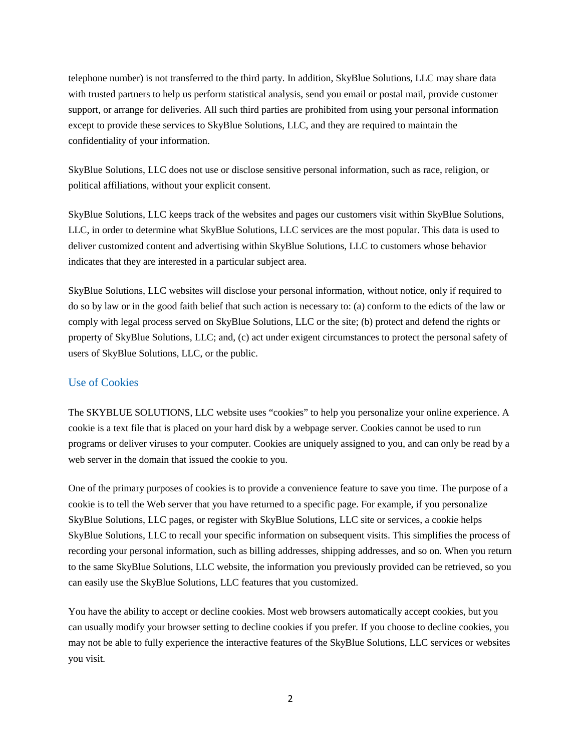telephone number) is not transferred to the third party. In addition, SkyBlue Solutions, LLC may share data with trusted partners to help us perform statistical analysis, send you email or postal mail, provide customer support, or arrange for deliveries. All such third parties are prohibited from using your personal information except to provide these services to SkyBlue Solutions, LLC, and they are required to maintain the confidentiality of your information.

SkyBlue Solutions, LLC does not use or disclose sensitive personal information, such as race, religion, or political affiliations, without your explicit consent.

SkyBlue Solutions, LLC keeps track of the websites and pages our customers visit within SkyBlue Solutions, LLC, in order to determine what SkyBlue Solutions, LLC services are the most popular. This data is used to deliver customized content and advertising within SkyBlue Solutions, LLC to customers whose behavior indicates that they are interested in a particular subject area.

SkyBlue Solutions, LLC websites will disclose your personal information, without notice, only if required to do so by law or in the good faith belief that such action is necessary to: (a) conform to the edicts of the law or comply with legal process served on SkyBlue Solutions, LLC or the site; (b) protect and defend the rights or property of SkyBlue Solutions, LLC; and, (c) act under exigent circumstances to protect the personal safety of users of SkyBlue Solutions, LLC, or the public.

## Use of Cookies

The SKYBLUE SOLUTIONS, LLC website uses “cookies” to help you personalize your online experience. A cookie is a text file that is placed on your hard disk by a webpage server. Cookies cannot be used to run programs or deliver viruses to your computer. Cookies are uniquely assigned to you, and can only be read by a web server in the domain that issued the cookie to you.

One of the primary purposes of cookies is to provide a convenience feature to save you time. The purpose of a cookie is to tell the Web server that you have returned to a specific page. For example, if you personalize SkyBlue Solutions, LLC pages, or register with SkyBlue Solutions, LLC site or services, a cookie helps SkyBlue Solutions, LLC to recall your specific information on subsequent visits. This simplifies the process of recording your personal information, such as billing addresses, shipping addresses, and so on. When you return to the same SkyBlue Solutions, LLC website, the information you previously provided can be retrieved, so you can easily use the SkyBlue Solutions, LLC features that you customized.

You have the ability to accept or decline cookies. Most web browsers automatically accept cookies, but you can usually modify your browser setting to decline cookies if you prefer. If you choose to decline cookies, you may not be able to fully experience the interactive features of the SkyBlue Solutions, LLC services or websites you visit.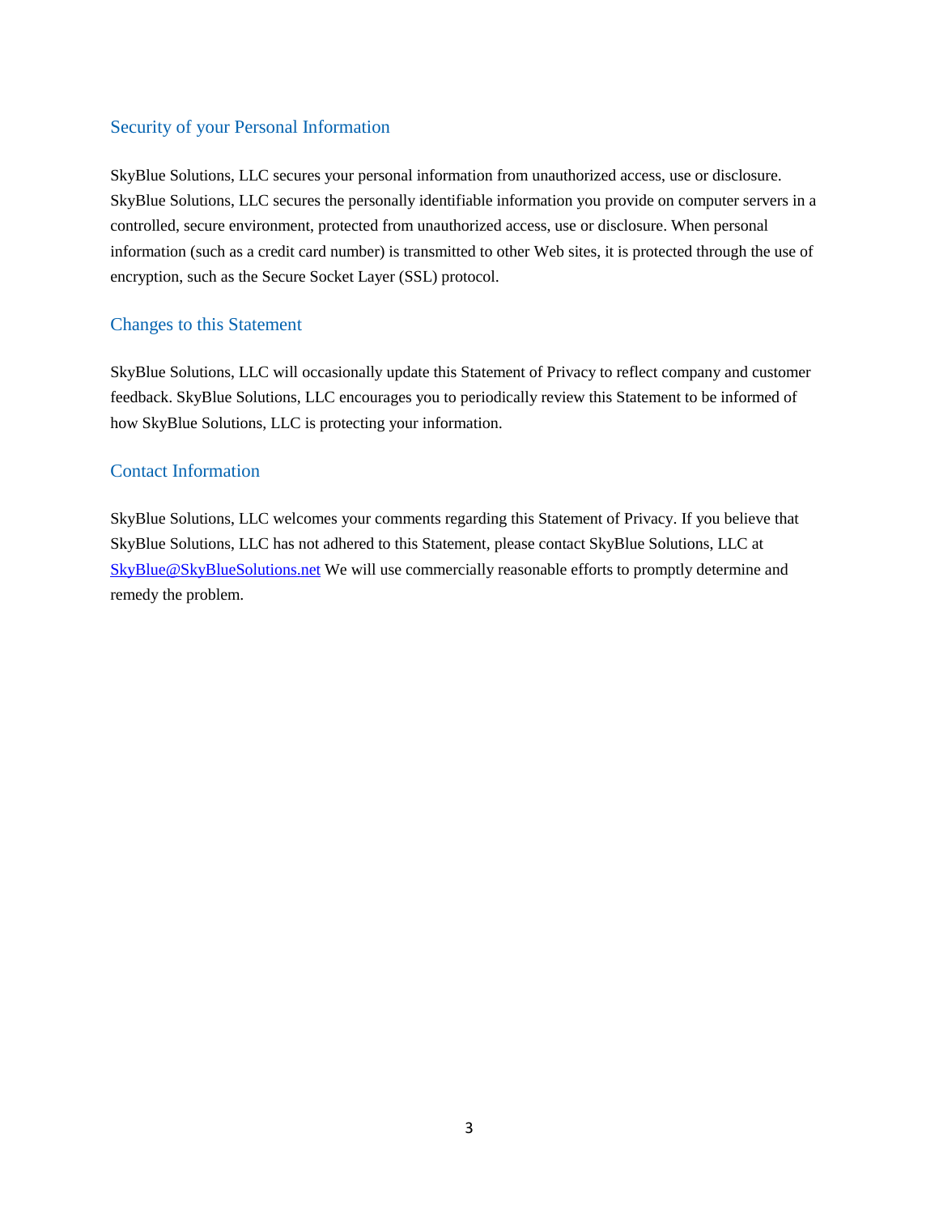## Security of your Personal Information

SkyBlue Solutions, LLC secures your personal information from unauthorized access, use or disclosure. SkyBlue Solutions, LLC secures the personally identifiable information you provide on computer servers in a controlled, secure environment, protected from unauthorized access, use or disclosure. When personal information (such as a credit card number) is transmitted to other Web sites, it is protected through the use of encryption, such as the Secure Socket Layer (SSL) protocol.

## Changes to this Statement

SkyBlue Solutions, LLC will occasionally update this Statement of Privacy to reflect company and customer feedback. SkyBlue Solutions, LLC encourages you to periodically review this Statement to be informed of how SkyBlue Solutions, LLC is protecting your information.

## Contact Information

SkyBlue Solutions, LLC welcomes your comments regarding this Statement of Privacy. If you believe that SkyBlue Solutions, LLC has not adhered to this Statement, please contact SkyBlue Solutions, LLC at SkyBlue@SkyBlueSolutions.net We will use commercially reasonable efforts to promptly determine and remedy the problem.